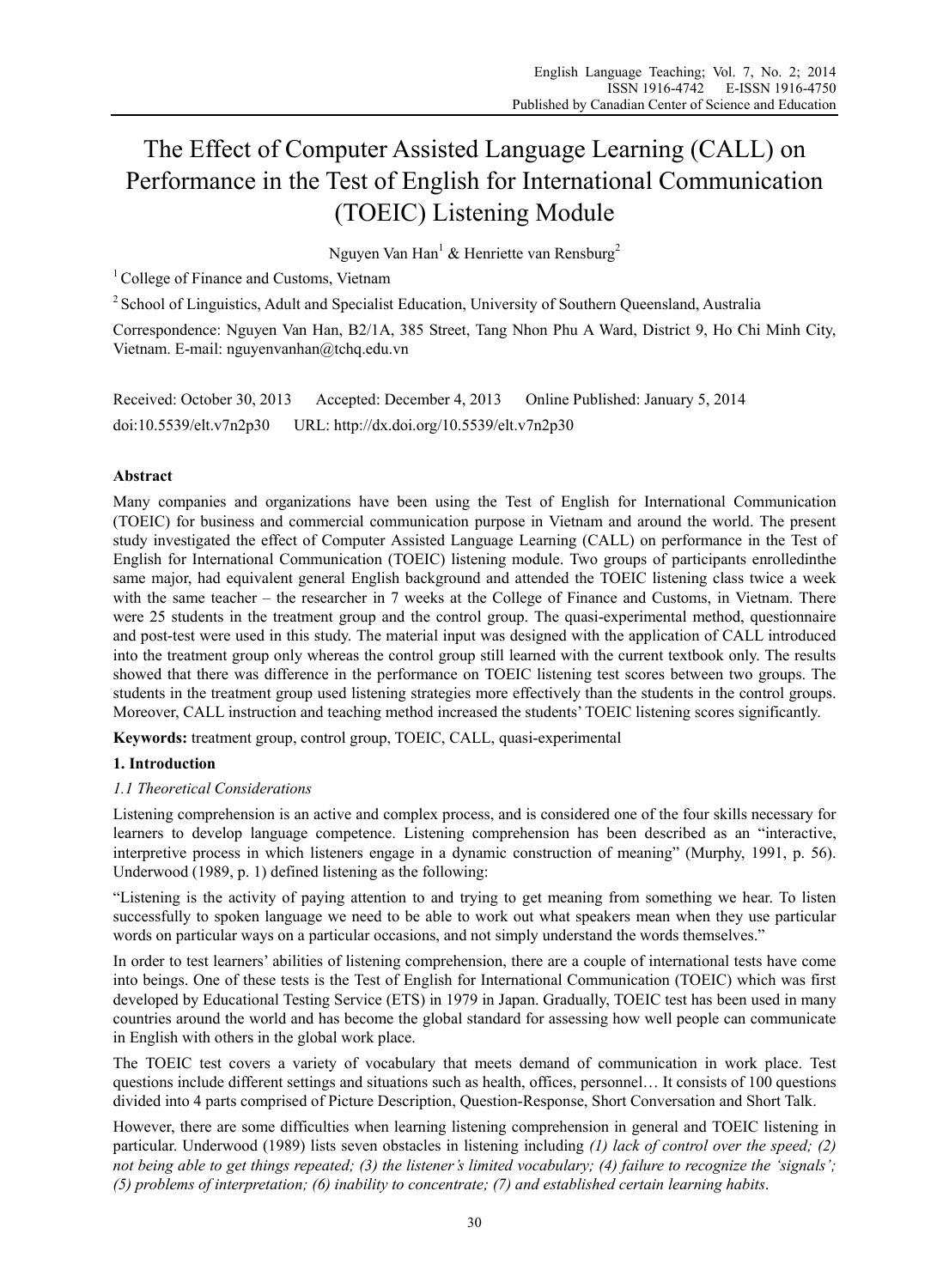# The Effect of Computer Assisted Language Learning (CALL) on Performance in the Test of English for International Communication (TOEIC) Listening Module

Nguyen Van Han[1] & Henriette van Rensburg[2]

[1] College of Finance and Customs, Vietnam

[2] School of Linguistics, Adult and Specialist Education, University of Southern Queensland, Australia

Correspondence: Nguyen Van Han, B2/1A, 385 Street, Tang Nhon Phu A Ward, District 9, Ho Chi Minh City, Vietnam. E-mail: nguyenvanhan@tchq.edu.vn

Received: October 30, 2013 Accepted: December 4, 2013 Online Published: January 5, 2014

doi:10.5539/elt.v7n2p30 URL: http://dx.doi.org/10.5539/elt.v7n2p30

## Abstract

Many companies and organizations have been using the Test of English for International Communication (TOEIC) for business and commercial communication purpose in Vietnam and around the world. The present study investigated the effect of Computer Assisted Language Learning (CALL) on performance in the Test of English for International Communication (TOEIC) listening module. Two groups of participants enrolledinthe same major, had equivalent general English background and attended the TOEIC listening class twice a week with the same teacher – the researcher in 7 weeks at the College of Finance and Customs, in Vietnam. There were 25 students in the treatment group and the control group. The quasi-experimental method, questionnaire and post-test were used in this study. The material input was designed with the application of CALL introduced into the treatment group only whereas the control group still learned with the current textbook only. The results showed that there was difference in the performance on TOEIC listening test scores between two groups. The students in the treatment group used listening strategies more effectively than the students in the control groups. Moreover, CALL instruction and teaching method increased the students' TOEIC listening scores significantly.

**Keywords:** treatment group, control group, TOEIC, CALL, quasi-experimental

## 1. Introduction

### *1.1 Theoretical Considerations*

Listening comprehension is an active and complex process, and is considered one of the four skills necessary for learners to develop language competence. Listening comprehension has been described as an "interactive, interpretive process in which listeners engage in a dynamic construction of meaning" (Murphy, 1991, p. 56). Underwood (1989, p. 1) defined listening as the following:

"Listening is the activity of paying attention to and trying to get meaning from something we hear. To listen successfully to spoken language we need to be able to work out what speakers mean when they use particular words on particular ways on a particular occasions, and not simply understand the words themselves."

In order to test learners' abilities of listening comprehension, there are a couple of international tests have come into beings. One of these tests is the Test of English for International Communication (TOEIC) which was first developed by Educational Testing Service (ETS) in 1979 in Japan. Gradually, TOEIC test has been used in many countries around the world and has become the global standard for assessing how well people can communicate in English with others in the global work place.

The TOEIC test covers a variety of vocabulary that meets demand of communication in work place. Test questions include different settings and situations such as health, offices, personnel… It consists of 100 questions divided into 4 parts comprised of Picture Description, Question-Response, Short Conversation and Short Talk.

However, there are some difficulties when learning listening comprehension in general and TOEIC listening in particular. Underwood (1989) lists seven obstacles in listening including *(1) lack of control over the speed; (2) not being able to get things repeated; (3) the listener's limited vocabulary; (4) failure to recognize the 'signals'; (5) problems of interpretation; (6) inability to concentrate; (7) and established certain learning habits*.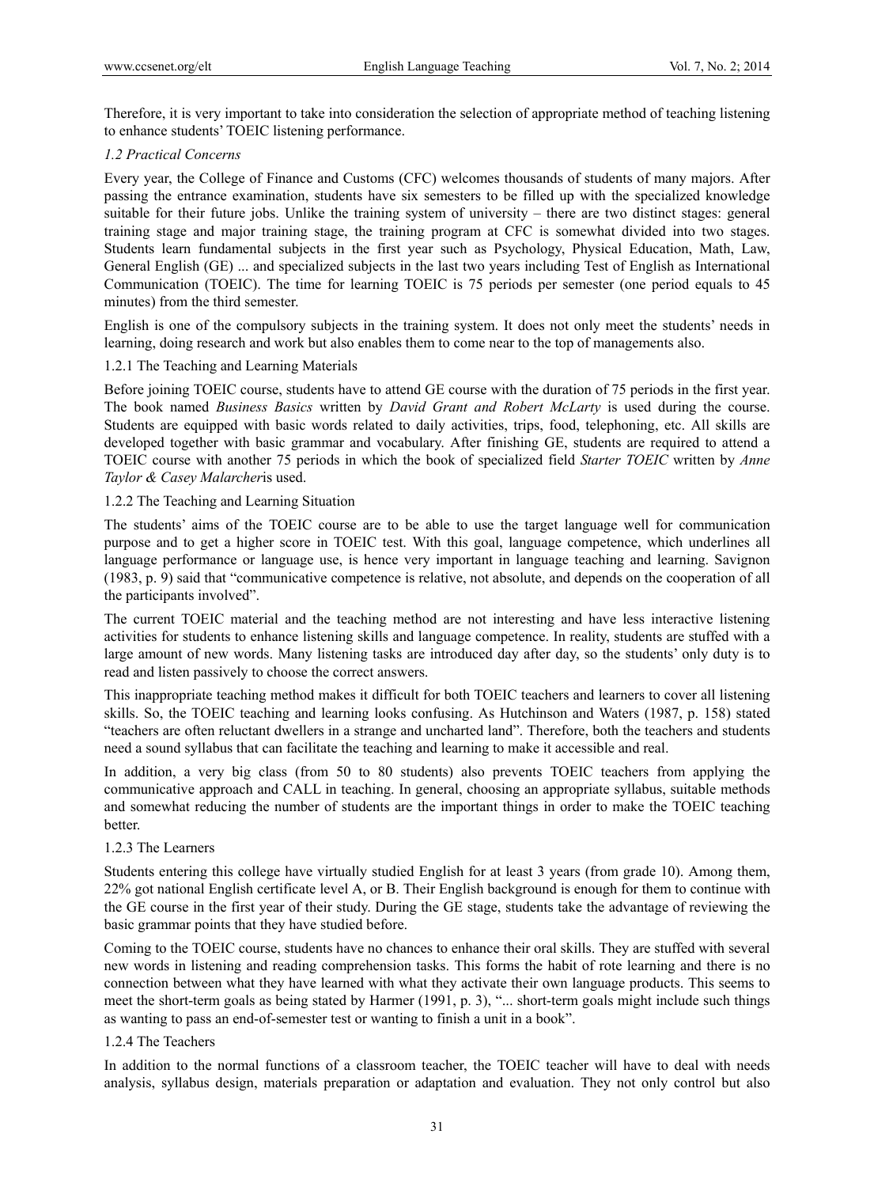Therefore, it is very important to take into consideration the selection of appropriate method of teaching listening to enhance students' TOEIC listening performance.

### *1.2 Practical Concerns*

Every year, the College of Finance and Customs (CFC) welcomes thousands of students of many majors. After passing the entrance examination, students have six semesters to be filled up with the specialized knowledge suitable for their future jobs. Unlike the training system of university – there are two distinct stages: general training stage and major training stage, the training program at CFC is somewhat divided into two stages. Students learn fundamental subjects in the first year such as Psychology, Physical Education, Math, Law, General English (GE) ... and specialized subjects in the last two years including Test of English as International Communication (TOEIC). The time for learning TOEIC is 75 periods per semester (one period equals to 45 minutes) from the third semester.

English is one of the compulsory subjects in the training system. It does not only meet the students' needs in learning, doing research and work but also enables them to come near to the top of managements also.

#### 1.2.1 The Teaching and Learning Materials

Before joining TOEIC course, students have to attend GE course with the duration of 75 periods in the first year. The book named *Business Basics* written by *David Grant and Robert McLarty* is used during the course. Students are equipped with basic words related to daily activities, trips, food, telephoning, etc. All skills are developed together with basic grammar and vocabulary. After finishing GE, students are required to attend a TOEIC course with another 75 periods in which the book of specialized field *Starter TOEIC* written by *Anne Taylor & Casey Malarcher*is used.

#### 1.2.2 The Teaching and Learning Situation

The students' aims of the TOEIC course are to be able to use the target language well for communication purpose and to get a higher score in TOEIC test. With this goal, language competence, which underlines all language performance or language use, is hence very important in language teaching and learning. Savignon (1983, p. 9) said that "communicative competence is relative, not absolute, and depends on the cooperation of all the participants involved".

The current TOEIC material and the teaching method are not interesting and have less interactive listening activities for students to enhance listening skills and language competence. In reality, students are stuffed with a large amount of new words. Many listening tasks are introduced day after day, so the students' only duty is to read and listen passively to choose the correct answers.

This inappropriate teaching method makes it difficult for both TOEIC teachers and learners to cover all listening skills. So, the TOEIC teaching and learning looks confusing. As Hutchinson and Waters (1987, p. 158) stated "teachers are often reluctant dwellers in a strange and uncharted land". Therefore, both the teachers and students need a sound syllabus that can facilitate the teaching and learning to make it accessible and real.

In addition, a very big class (from 50 to 80 students) also prevents TOEIC teachers from applying the communicative approach and CALL in teaching. In general, choosing an appropriate syllabus, suitable methods and somewhat reducing the number of students are the important things in order to make the TOEIC teaching better.

#### 1.2.3 The Learners

Students entering this college have virtually studied English for at least 3 years (from grade 10). Among them, 22% got national English certificate level A, or B. Their English background is enough for them to continue with the GE course in the first year of their study. During the GE stage, students take the advantage of reviewing the basic grammar points that they have studied before.

Coming to the TOEIC course, students have no chances to enhance their oral skills. They are stuffed with several new words in listening and reading comprehension tasks. This forms the habit of rote learning and there is no connection between what they have learned with what they activate their own language products. This seems to meet the short-term goals as being stated by Harmer (1991, p. 3), "... short-term goals might include such things as wanting to pass an end-of-semester test or wanting to finish a unit in a book".

#### 1.2.4 The Teachers

In addition to the normal functions of a classroom teacher, the TOEIC teacher will have to deal with needs analysis, syllabus design, materials preparation or adaptation and evaluation. They not only control but also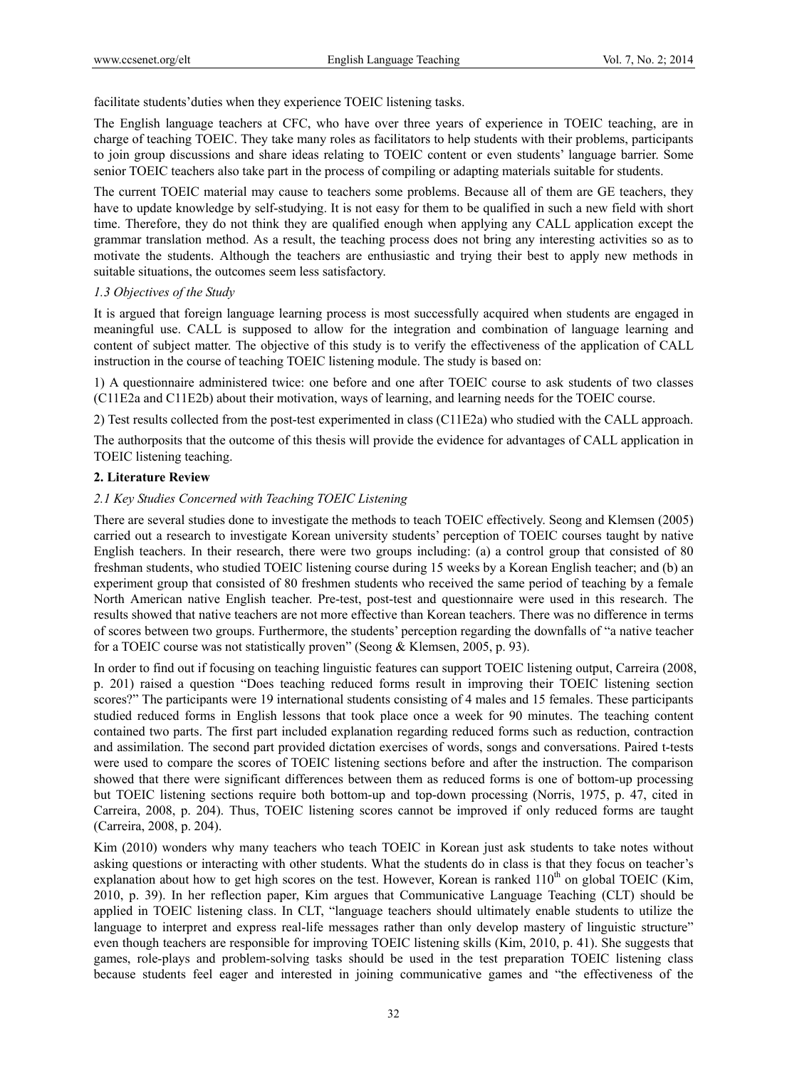facilitate students'duties when they experience TOEIC listening tasks.

The English language teachers at CFC, who have over three years of experience in TOEIC teaching, are in charge of teaching TOEIC. They take many roles as facilitators to help students with their problems, participants to join group discussions and share ideas relating to TOEIC content or even students' language barrier. Some senior TOEIC teachers also take part in the process of compiling or adapting materials suitable for students.

The current TOEIC material may cause to teachers some problems. Because all of them are GE teachers, they have to update knowledge by self-studying. It is not easy for them to be qualified in such a new field with short time. Therefore, they do not think they are qualified enough when applying any CALL application except the grammar translation method. As a result, the teaching process does not bring any interesting activities so as to motivate the students. Although the teachers are enthusiastic and trying their best to apply new methods in suitable situations, the outcomes seem less satisfactory.

### *1.3 Objectives of the Study*

It is argued that foreign language learning process is most successfully acquired when students are engaged in meaningful use. CALL is supposed to allow for the integration and combination of language learning and content of subject matter. The objective of this study is to verify the effectiveness of the application of CALL instruction in the course of teaching TOEIC listening module. The study is based on:

1) A questionnaire administered twice: one before and one after TOEIC course to ask students of two classes (C11E2a and C11E2b) about their motivation, ways of learning, and learning needs for the TOEIC course.

2) Test results collected from the post-test experimented in class (C11E2a) who studied with the CALL approach.

The authorposits that the outcome of this thesis will provide the evidence for advantages of CALL application in TOEIC listening teaching.

## **2. Literature Review**

### *2.1 Key Studies Concerned with Teaching TOEIC Listening*

There are several studies done to investigate the methods to teach TOEIC effectively. Seong and Klemsen (2005) carried out a research to investigate Korean university students' perception of TOEIC courses taught by native English teachers. In their research, there were two groups including: (a) a control group that consisted of 80 freshman students, who studied TOEIC listening course during 15 weeks by a Korean English teacher; and (b) an experiment group that consisted of 80 freshmen students who received the same period of teaching by a female North American native English teacher. Pre-test, post-test and questionnaire were used in this research. The results showed that native teachers are not more effective than Korean teachers. There was no difference in terms of scores between two groups. Furthermore, the students' perception regarding the downfalls of "a native teacher for a TOEIC course was not statistically proven" (Seong & Klemsen, 2005, p. 93).

In order to find out if focusing on teaching linguistic features can support TOEIC listening output, Carreira (2008, p. 201) raised a question "Does teaching reduced forms result in improving their TOEIC listening section scores?" The participants were 19 international students consisting of 4 males and 15 females. These participants studied reduced forms in English lessons that took place once a week for 90 minutes. The teaching content contained two parts. The first part included explanation regarding reduced forms such as reduction, contraction and assimilation. The second part provided dictation exercises of words, songs and conversations. Paired t-tests were used to compare the scores of TOEIC listening sections before and after the instruction. The comparison showed that there were significant differences between them as reduced forms is one of bottom-up processing but TOEIC listening sections require both bottom-up and top-down processing (Norris, 1975, p. 47, cited in Carreira, 2008, p. 204). Thus, TOEIC listening scores cannot be improved if only reduced forms are taught (Carreira, 2008, p. 204).

Kim (2010) wonders why many teachers who teach TOEIC in Korean just ask students to take notes without asking questions or interacting with other students. What the students do in class is that they focus on teacher's explanation about how to get high scores on the test. However, Korean is ranked 110th on global TOEIC (Kim, 2010, p. 39). In her reflection paper, Kim argues that Communicative Language Teaching (CLT) should be applied in TOEIC listening class. In CLT, "language teachers should ultimately enable students to utilize the language to interpret and express real-life messages rather than only develop mastery of linguistic structure" even though teachers are responsible for improving TOEIC listening skills (Kim, 2010, p. 41). She suggests that games, role-plays and problem-solving tasks should be used in the test preparation TOEIC listening class because students feel eager and interested in joining communicative games and "the effectiveness of the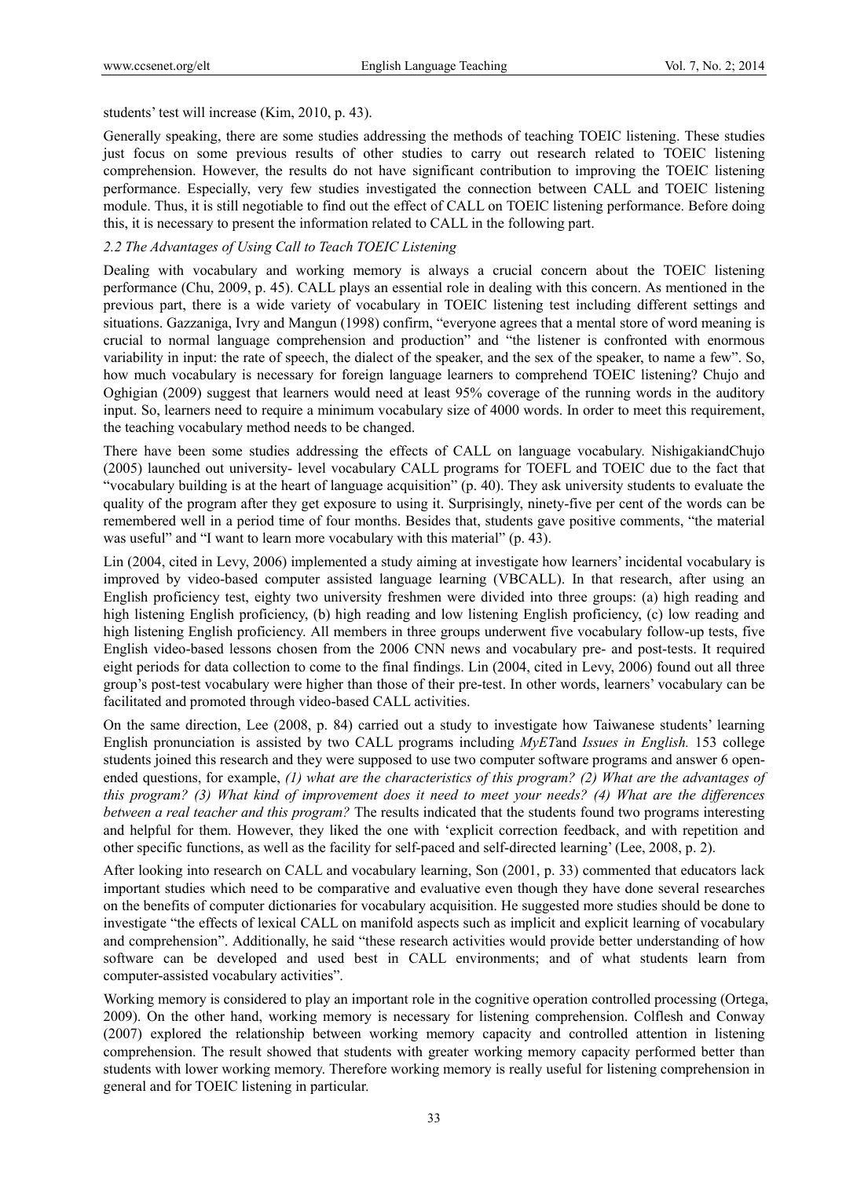students' test will increase (Kim, 2010, p. 43).

Generally speaking, there are some studies addressing the methods of teaching TOEIC listening. These studies just focus on some previous results of other studies to carry out research related to TOEIC listening comprehension. However, the results do not have significant contribution to improving the TOEIC listening performance. Especially, very few studies investigated the connection between CALL and TOEIC listening module. Thus, it is still negotiable to find out the effect of CALL on TOEIC listening performance. Before doing this, it is necessary to present the information related to CALL in the following part.

### *2.2 The Advantages of Using Call to Teach TOEIC Listening*

Dealing with vocabulary and working memory is always a crucial concern about the TOEIC listening performance (Chu, 2009, p. 45). CALL plays an essential role in dealing with this concern. As mentioned in the previous part, there is a wide variety of vocabulary in TOEIC listening test including different settings and situations. Gazzaniga, Ivry and Mangun (1998) confirm, "everyone agrees that a mental store of word meaning is crucial to normal language comprehension and production" and "the listener is confronted with enormous variability in input: the rate of speech, the dialect of the speaker, and the sex of the speaker, to name a few". So, how much vocabulary is necessary for foreign language learners to comprehend TOEIC listening? Chujo and Oghigian (2009) suggest that learners would need at least 95% coverage of the running words in the auditory input. So, learners need to require a minimum vocabulary size of 4000 words. In order to meet this requirement, the teaching vocabulary method needs to be changed.

There have been some studies addressing the effects of CALL on language vocabulary. NishigakiandChujo (2005) launched out university- level vocabulary CALL programs for TOEFL and TOEIC due to the fact that "vocabulary building is at the heart of language acquisition" (p. 40). They ask university students to evaluate the quality of the program after they get exposure to using it. Surprisingly, ninety-five per cent of the words can be remembered well in a period time of four months. Besides that, students gave positive comments, "the material was useful" and "I want to learn more vocabulary with this material" (p. 43).

Lin (2004, cited in Levy, 2006) implemented a study aiming at investigate how learners' incidental vocabulary is improved by video-based computer assisted language learning (VBCALL). In that research, after using an English proficiency test, eighty two university freshmen were divided into three groups: (a) high reading and high listening English proficiency, (b) high reading and low listening English proficiency, (c) low reading and high listening English proficiency. All members in three groups underwent five vocabulary follow-up tests, five English video-based lessons chosen from the 2006 CNN news and vocabulary pre- and post-tests. It required eight periods for data collection to come to the final findings. Lin (2004, cited in Levy, 2006) found out all three group's post-test vocabulary were higher than those of their pre-test. In other words, learners' vocabulary can be facilitated and promoted through video-based CALL activities.

On the same direction, Lee (2008, p. 84) carried out a study to investigate how Taiwanese students' learning English pronunciation is assisted by two CALL programs including *MyET*and *Issues in English.* 153 college students joined this research and they were supposed to use two computer software programs and answer 6 open-ended questions, for example, *(1) what are the characteristics of this program? (2) What are the advantages of this program? (3) What kind of improvement does it need to meet your needs? (4) What are the differences between a real teacher and this program?* The results indicated that the students found two programs interesting and helpful for them. However, they liked the one with 'explicit correction feedback, and with repetition and other specific functions, as well as the facility for self-paced and self-directed learning' (Lee, 2008, p. 2).

After looking into research on CALL and vocabulary learning, Son (2001, p. 33) commented that educators lack important studies which need to be comparative and evaluative even though they have done several researches on the benefits of computer dictionaries for vocabulary acquisition. He suggested more studies should be done to investigate "the effects of lexical CALL on manifold aspects such as implicit and explicit learning of vocabulary and comprehension". Additionally, he said "these research activities would provide better understanding of how software can be developed and used best in CALL environments; and of what students learn from computer-assisted vocabulary activities".

Working memory is considered to play an important role in the cognitive operation controlled processing (Ortega, 2009). On the other hand, working memory is necessary for listening comprehension. Colflesh and Conway (2007) explored the relationship between working memory capacity and controlled attention in listening comprehension. The result showed that students with greater working memory capacity performed better than students with lower working memory. Therefore working memory is really useful for listening comprehension in general and for TOEIC listening in particular.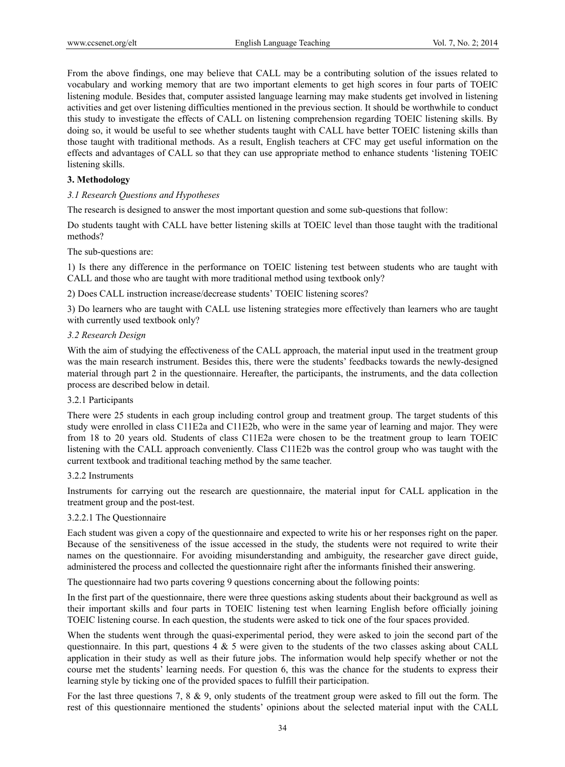From the above findings, one may believe that CALL may be a contributing solution of the issues related to vocabulary and working memory that are two important elements to get high scores in four parts of TOEIC listening module. Besides that, computer assisted language learning may make students get involved in listening activities and get over listening difficulties mentioned in the previous section. It should be worthwhile to conduct this study to investigate the effects of CALL on listening comprehension regarding TOEIC listening skills. By doing so, it would be useful to see whether students taught with CALL have better TOEIC listening skills than those taught with traditional methods. As a result, English teachers at CFC may get useful information on the effects and advantages of CALL so that they can use appropriate method to enhance students 'listening TOEIC listening skills.

## 3. Methodology

### *3.1 Research Questions and Hypotheses*

The research is designed to answer the most important question and some sub-questions that follow:

Do students taught with CALL have better listening skills at TOEIC level than those taught with the traditional methods?

The sub-questions are:

1) Is there any difference in the performance on TOEIC listening test between students who are taught with CALL and those who are taught with more traditional method using textbook only?

2) Does CALL instruction increase/decrease students' TOEIC listening scores?

3) Do learners who are taught with CALL use listening strategies more effectively than learners who are taught with currently used textbook only?

### *3.2 Research Design*

With the aim of studying the effectiveness of the CALL approach, the material input used in the treatment group was the main research instrument. Besides this, there were the students' feedbacks towards the newly-designed material through part 2 in the questionnaire. Hereafter, the participants, the instruments, and the data collection process are described below in detail.

#### 3.2.1 Participants

There were 25 students in each group including control group and treatment group. The target students of this study were enrolled in class C11E2a and C11E2b, who were in the same year of learning and major. They were from 18 to 20 years old. Students of class C11E2a were chosen to be the treatment group to learn TOEIC listening with the CALL approach conveniently. Class C11E2b was the control group who was taught with the current textbook and traditional teaching method by the same teacher.

#### 3.2.2 Instruments

Instruments for carrying out the research are questionnaire, the material input for CALL application in the treatment group and the post-test.

##### 3.2.2.1 The Questionnaire

Each student was given a copy of the questionnaire and expected to write his or her responses right on the paper. Because of the sensitiveness of the issue accessed in the study, the students were not required to write their names on the questionnaire. For avoiding misunderstanding and ambiguity, the researcher gave direct guide, administered the process and collected the questionnaire right after the informants finished their answering.

The questionnaire had two parts covering 9 questions concerning about the following points:

In the first part of the questionnaire, there were three questions asking students about their background as well as their important skills and four parts in TOEIC listening test when learning English before officially joining TOEIC listening course. In each question, the students were asked to tick one of the four spaces provided.

When the students went through the quasi-experimental period, they were asked to join the second part of the questionnaire. In this part, questions 4 & 5 were given to the students of the two classes asking about CALL application in their study as well as their future jobs. The information would help specify whether or not the course met the students' learning needs. For question 6, this was the chance for the students to express their learning style by ticking one of the provided spaces to fulfill their participation.

For the last three questions 7, 8 & 9, only students of the treatment group were asked to fill out the form. The rest of this questionnaire mentioned the students' opinions about the selected material input with the CALL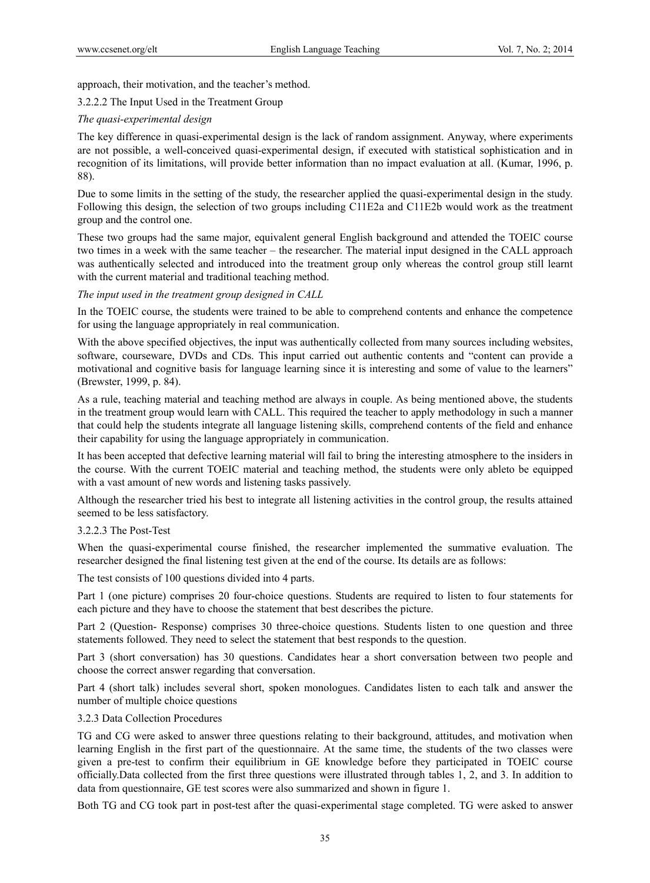approach, their motivation, and the teacher's method.

3.2.2.2 The Input Used in the Treatment Group

*The quasi-experimental design*

The key difference in quasi-experimental design is the lack of random assignment. Anyway, where experiments are not possible, a well-conceived quasi-experimental design, if executed with statistical sophistication and in recognition of its limitations, will provide better information than no impact evaluation at all. (Kumar, 1996, p. 88).

Due to some limits in the setting of the study, the researcher applied the quasi-experimental design in the study. Following this design, the selection of two groups including C11E2a and C11E2b would work as the treatment group and the control one.

These two groups had the same major, equivalent general English background and attended the TOEIC course two times in a week with the same teacher – the researcher. The material input designed in the CALL approach was authentically selected and introduced into the treatment group only whereas the control group still learnt with the current material and traditional teaching method.

*The input used in the treatment group designed in CALL*

In the TOEIC course, the students were trained to be able to comprehend contents and enhance the competence for using the language appropriately in real communication.

With the above specified objectives, the input was authentically collected from many sources including websites, software, courseware, DVDs and CDs. This input carried out authentic contents and "content can provide a motivational and cognitive basis for language learning since it is interesting and some of value to the learners" (Brewster, 1999, p. 84).

As a rule, teaching material and teaching method are always in couple. As being mentioned above, the students in the treatment group would learn with CALL. This required the teacher to apply methodology in such a manner that could help the students integrate all language listening skills, comprehend contents of the field and enhance their capability for using the language appropriately in communication.

It has been accepted that defective learning material will fail to bring the interesting atmosphere to the insiders in the course. With the current TOEIC material and teaching method, the students were only ableto be equipped with a vast amount of new words and listening tasks passively.

Although the researcher tried his best to integrate all listening activities in the control group, the results attained seemed to be less satisfactory.

3.2.2.3 The Post-Test

When the quasi-experimental course finished, the researcher implemented the summative evaluation. The researcher designed the final listening test given at the end of the course. Its details are as follows:

The test consists of 100 questions divided into 4 parts.

Part 1 (one picture) comprises 20 four-choice questions. Students are required to listen to four statements for each picture and they have to choose the statement that best describes the picture.

Part 2 (Question- Response) comprises 30 three-choice questions. Students listen to one question and three statements followed. They need to select the statement that best responds to the question.

Part 3 (short conversation) has 30 questions. Candidates hear a short conversation between two people and choose the correct answer regarding that conversation.

Part 4 (short talk) includes several short, spoken monologues. Candidates listen to each talk and answer the number of multiple choice questions

3.2.3 Data Collection Procedures

TG and CG were asked to answer three questions relating to their background, attitudes, and motivation when learning English in the first part of the questionnaire. At the same time, the students of the two classes were given a pre-test to confirm their equilibrium in GE knowledge before they participated in TOEIC course officially.Data collected from the first three questions were illustrated through tables 1, 2, and 3. In addition to data from questionnaire, GE test scores were also summarized and shown in figure 1.

Both TG and CG took part in post-test after the quasi-experimental stage completed. TG were asked to answer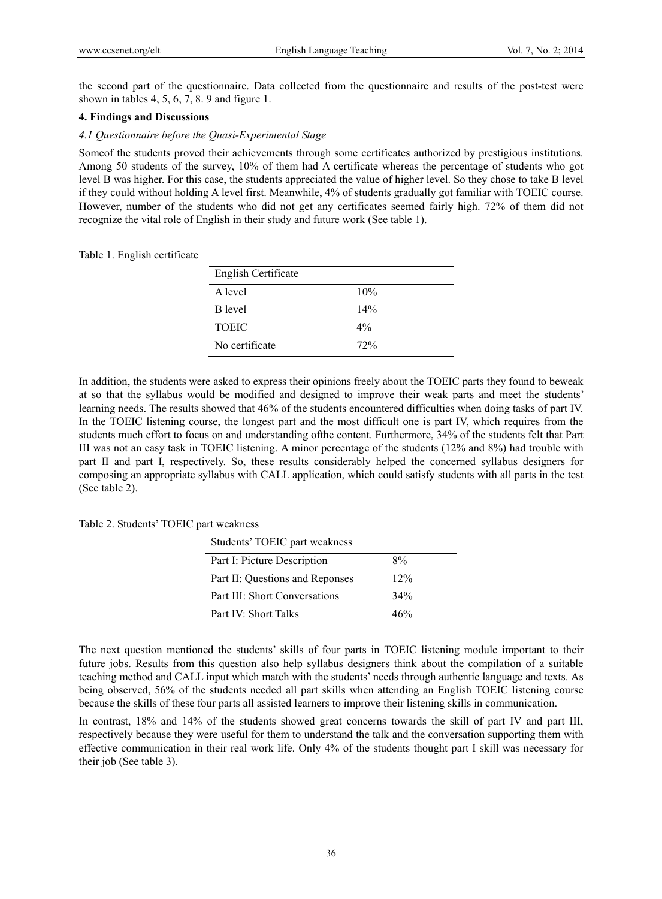the second part of the questionnaire. Data collected from the questionnaire and results of the post-test were shown in tables 4, 5, 6, 7, 8. 9 and figure 1.

## 4. Findings and Discussions

### *4.1 Questionnaire before the Quasi-Experimental Stage*

Someof the students proved their achievements through some certificates authorized by prestigious institutions. Among 50 students of the survey, 10% of them had A certificate whereas the percentage of students who got level B was higher. For this case, the students appreciated the value of higher level. So they chose to take B level if they could without holding A level first. Meanwhile, 4% of students gradually got familiar with TOEIC course. However, number of the students who did not get any certificates seemed fairly high. 72% of them did not recognize the vital role of English in their study and future work (See table 1).

Table 1. English certificate

| English Certificate | |
|---|---|
| A level | 10% |
| B level | 14% |
| TOEIC | 4% |
| No certificate | 72% |

In addition, the students were asked to express their opinions freely about the TOEIC parts they found to beweak at so that the syllabus would be modified and designed to improve their weak parts and meet the students' learning needs. The results showed that 46% of the students encountered difficulties when doing tasks of part IV. In the TOEIC listening course, the longest part and the most difficult one is part IV, which requires from the students much effort to focus on and understanding ofthe content. Furthermore, 34% of the students felt that Part III was not an easy task in TOEIC listening. A minor percentage of the students (12% and 8%) had trouble with part II and part I, respectively. So, these results considerably helped the concerned syllabus designers for composing an appropriate syllabus with CALL application, which could satisfy students with all parts in the test (See table 2).

Table 2. Students' TOEIC part weakness

| Students' TOEIC part weakness | |
|---|---|
| Part I: Picture Description | 8% |
| Part II: Questions and Reponses | 12% |
| Part III: Short Conversations | 34% |
| Part IV: Short Talks | 46% |

The next question mentioned the students' skills of four parts in TOEIC listening module important to their future jobs. Results from this question also help syllabus designers think about the compilation of a suitable teaching method and CALL input which match with the students' needs through authentic language and texts. As being observed, 56% of the students needed all part skills when attending an English TOEIC listening course because the skills of these four parts all assisted learners to improve their listening skills in communication.

In contrast, 18% and 14% of the students showed great concerns towards the skill of part IV and part III, respectively because they were useful for them to understand the talk and the conversation supporting them with effective communication in their real work life. Only 4% of the students thought part I skill was necessary for their job (See table 3).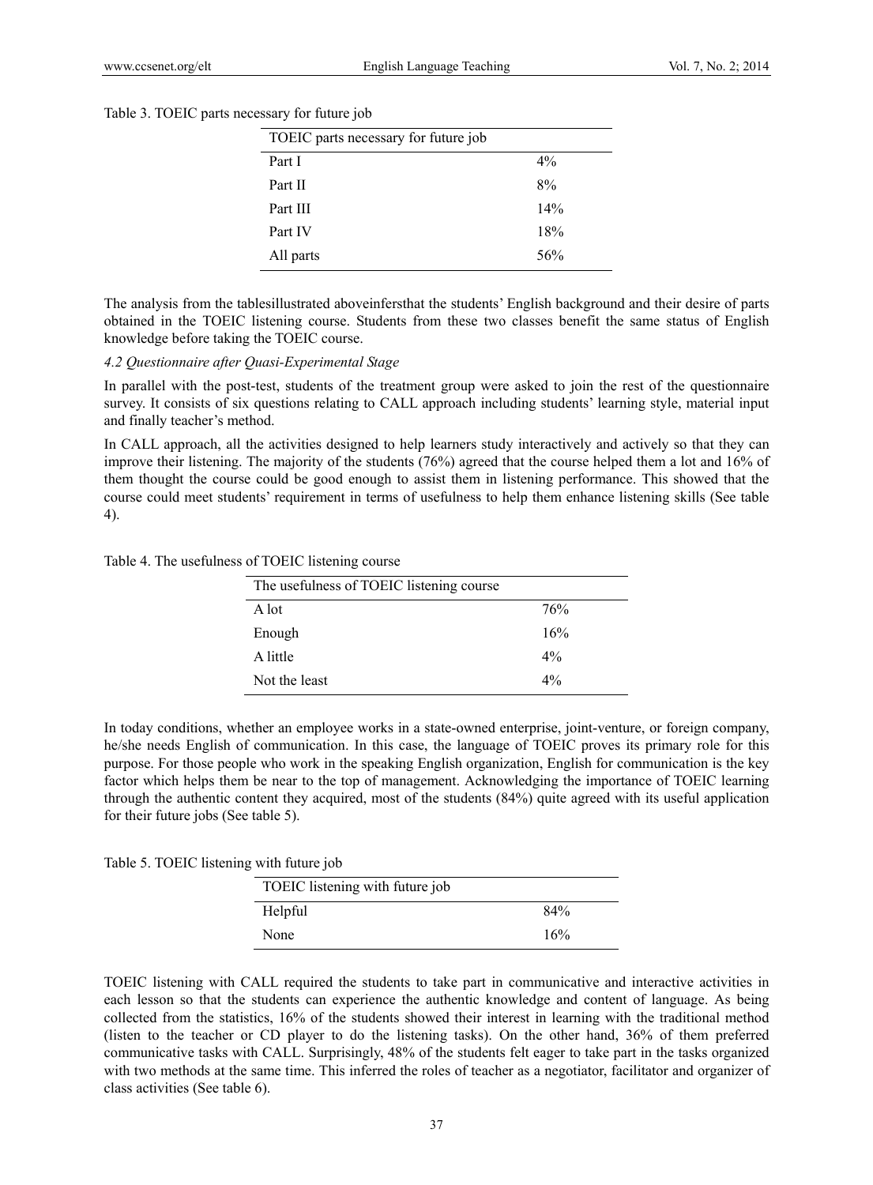Table 3. TOEIC parts necessary for future job

| TOEIC parts necessary for future job | |
|---|---|
| Part I | 4% |
| Part II | 8% |
| Part III | 14% |
| Part IV | 18% |
| All parts | 56% |

The analysis from the tablesillustrated aboveinfersthat the students' English background and their desire of parts obtained in the TOEIC listening course. Students from these two classes benefit the same status of English knowledge before taking the TOEIC course.

*4.2 Questionnaire after Quasi-Experimental Stage*

In parallel with the post-test, students of the treatment group were asked to join the rest of the questionnaire survey. It consists of six questions relating to CALL approach including students' learning style, material input and finally teacher's method.

In CALL approach, all the activities designed to help learners study interactively and actively so that they can improve their listening. The majority of the students (76%) agreed that the course helped them a lot and 16% of them thought the course could be good enough to assist them in listening performance. This showed that the course could meet students' requirement in terms of usefulness to help them enhance listening skills (See table 4).

Table 4. The usefulness of TOEIC listening course

| The usefulness of TOEIC listening course | |
|---|---|
| A lot | 76% |
| Enough | 16% |
| A little | 4% |
| Not the least | 4% |

In today conditions, whether an employee works in a state-owned enterprise, joint-venture, or foreign company, he/she needs English of communication. In this case, the language of TOEIC proves its primary role for this purpose. For those people who work in the speaking English organization, English for communication is the key factor which helps them be near to the top of management. Acknowledging the importance of TOEIC learning through the authentic content they acquired, most of the students (84%) quite agreed with its useful application for their future jobs (See table 5).

Table 5. TOEIC listening with future job

| TOEIC listening with future job | |
|---|---|
| Helpful | 84% |
| None | 16% |

TOEIC listening with CALL required the students to take part in communicative and interactive activities in each lesson so that the students can experience the authentic knowledge and content of language. As being collected from the statistics, 16% of the students showed their interest in learning with the traditional method (listen to the teacher or CD player to do the listening tasks). On the other hand, 36% of them preferred communicative tasks with CALL. Surprisingly, 48% of the students felt eager to take part in the tasks organized with two methods at the same time. This inferred the roles of teacher as a negotiator, facilitator and organizer of class activities (See table 6).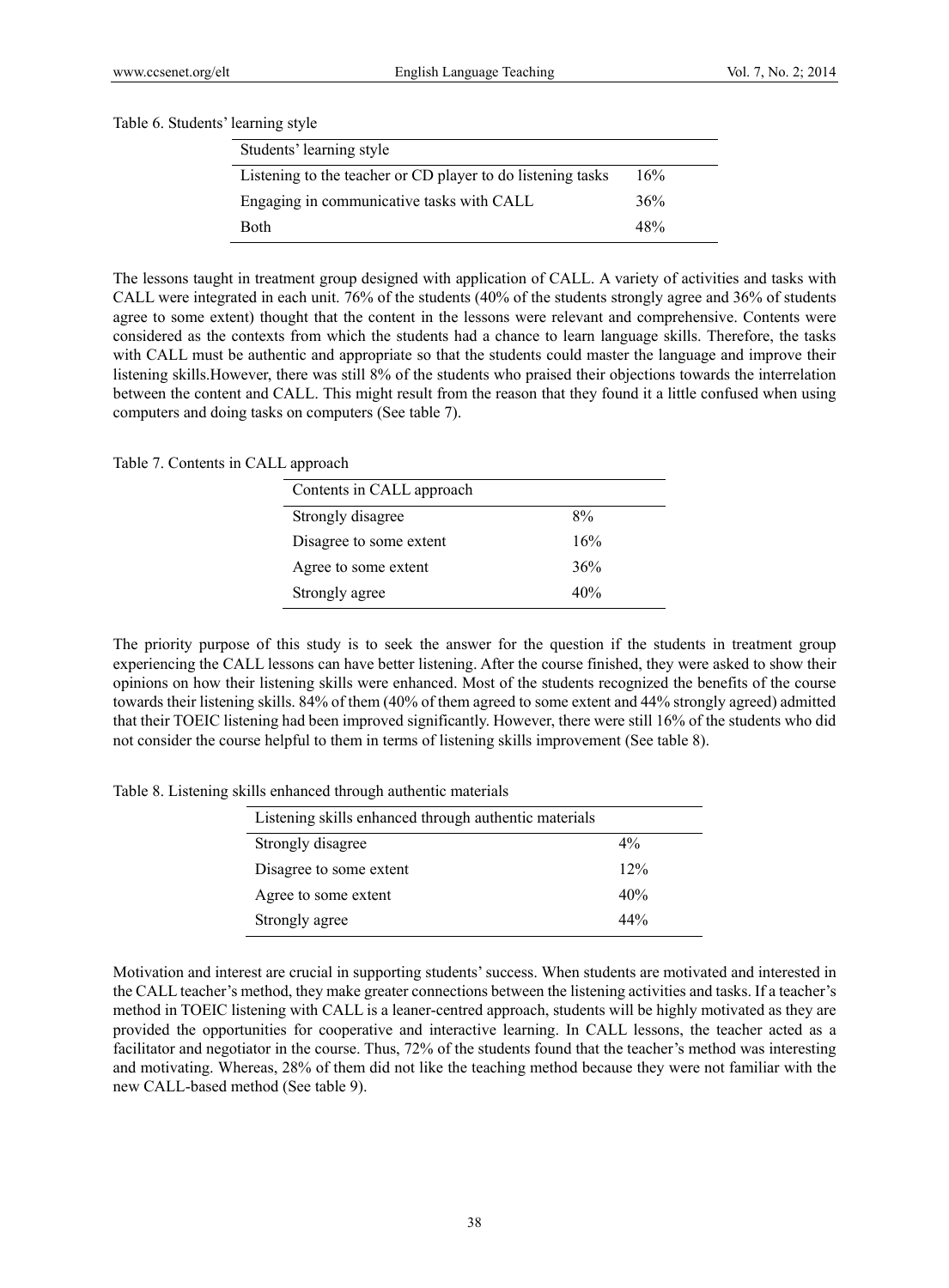Table 6. Students' learning style

| Students' learning style | |
|---|---|
| Listening to the teacher or CD player to do listening tasks | 16% |
| Engaging in communicative tasks with CALL | 36% |
| Both | 48% |

The lessons taught in treatment group designed with application of CALL. A variety of activities and tasks with CALL were integrated in each unit. 76% of the students (40% of the students strongly agree and 36% of students agree to some extent) thought that the content in the lessons were relevant and comprehensive. Contents were considered as the contexts from which the students had a chance to learn language skills. Therefore, the tasks with CALL must be authentic and appropriate so that the students could master the language and improve their listening skills.However, there was still 8% of the students who praised their objections towards the interrelation between the content and CALL. This might result from the reason that they found it a little confused when using computers and doing tasks on computers (See table 7).

Table 7. Contents in CALL approach

| Contents in CALL approach | |
|---|---|
| Strongly disagree | 8% |
| Disagree to some extent | 16% |
| Agree to some extent | 36% |
| Strongly agree | 40% |

The priority purpose of this study is to seek the answer for the question if the students in treatment group experiencing the CALL lessons can have better listening. After the course finished, they were asked to show their opinions on how their listening skills were enhanced. Most of the students recognized the benefits of the course towards their listening skills. 84% of them (40% of them agreed to some extent and 44% strongly agreed) admitted that their TOEIC listening had been improved significantly. However, there were still 16% of the students who did not consider the course helpful to them in terms of listening skills improvement (See table 8).

Table 8. Listening skills enhanced through authentic materials

| Listening skills enhanced through authentic materials | |
|---|---|
| Strongly disagree | 4% |
| Disagree to some extent | 12% |
| Agree to some extent | 40% |
| Strongly agree | 44% |

Motivation and interest are crucial in supporting students' success. When students are motivated and interested in the CALL teacher's method, they make greater connections between the listening activities and tasks. If a teacher's method in TOEIC listening with CALL is a leaner-centred approach, students will be highly motivated as they are provided the opportunities for cooperative and interactive learning. In CALL lessons, the teacher acted as a facilitator and negotiator in the course. Thus, 72% of the students found that the teacher's method was interesting and motivating. Whereas, 28% of them did not like the teaching method because they were not familiar with the new CALL-based method (See table 9).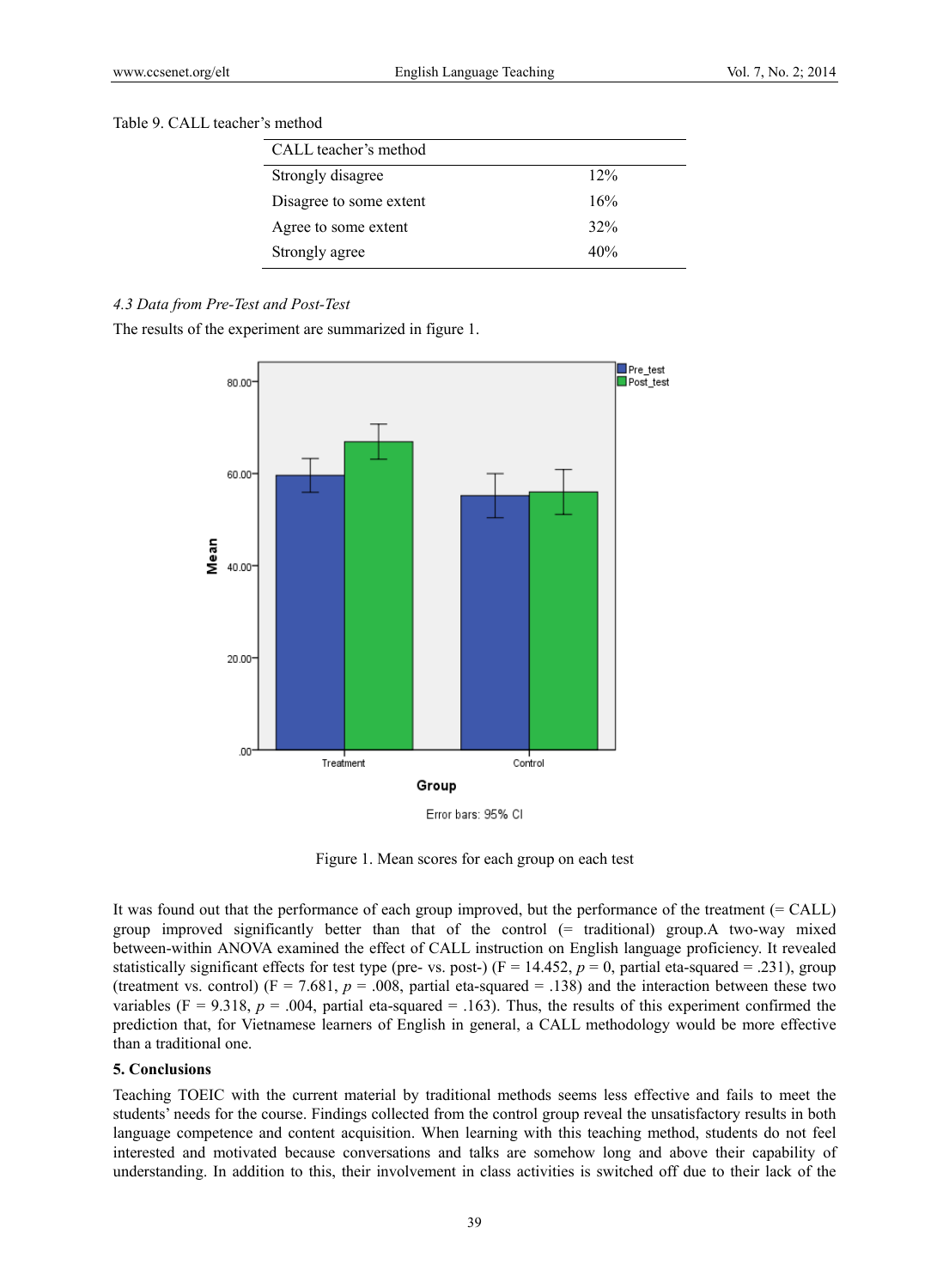Table 9. CALL teacher's method

| CALL teacher's method | |
|---|---|
| Strongly disagree | 12% |
| Disagree to some extent | 16% |
| Agree to some extent | 32% |
| Strongly agree | 40% |

### *4.3 Data from Pre-Test and Post-Test*

The results of the experiment are summarized in figure 1.

Figure 1. Mean scores for each group on each test

It was found out that the performance of each group improved, but the performance of the treatment (= CALL) group improved significantly better than that of the control (= traditional) group.A two-way mixed between-within ANOVA examined the effect of CALL instruction on English language proficiency. It revealed statistically significant effects for test type (pre- vs. post-) ($F = 14.452$, $p = 0$, partial eta-squared = .231), group (treatment vs. control) ($F = 7.681$, $p = .008$, partial eta-squared = .138) and the interaction between these two variables ($F = 9.318$, $p = .004$, partial eta-squared = .163). Thus, the results of this experiment confirmed the prediction that, for Vietnamese learners of English in general, a CALL methodology would be more effective than a traditional one.

## 5. Conclusions

Teaching TOEIC with the current material by traditional methods seems less effective and fails to meet the students' needs for the course. Findings collected from the control group reveal the unsatisfactory results in both language competence and content acquisition. When learning with this teaching method, students do not feel interested and motivated because conversations and talks are somehow long and above their capability of understanding. In addition to this, their involvement in class activities is switched off due to their lack of the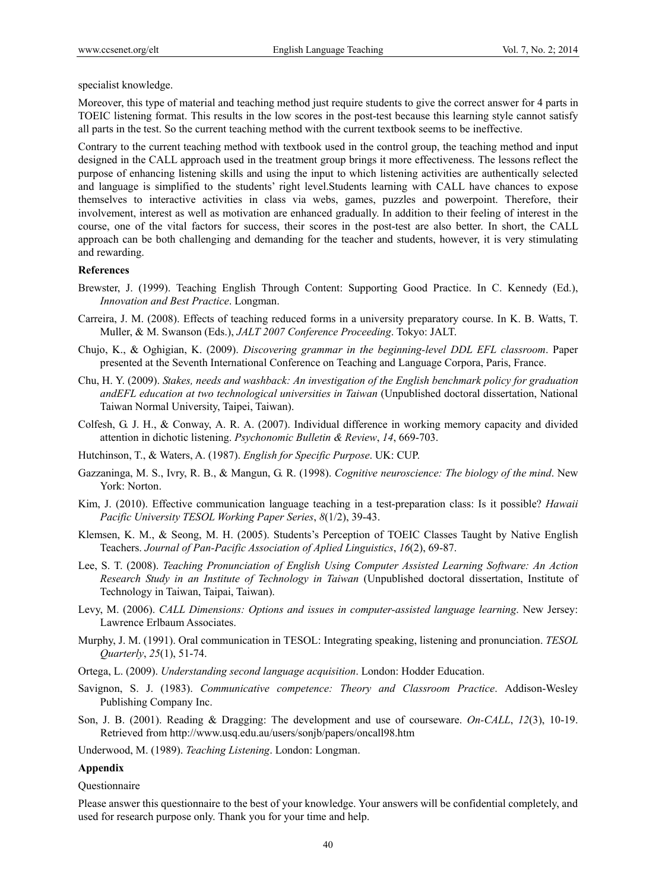specialist knowledge.

Moreover, this type of material and teaching method just require students to give the correct answer for 4 parts in TOEIC listening format. This results in the low scores in the post-test because this learning style cannot satisfy all parts in the test. So the current teaching method with the current textbook seems to be ineffective.

Contrary to the current teaching method with textbook used in the control group, the teaching method and input designed in the CALL approach used in the treatment group brings it more effectiveness. The lessons reflect the purpose of enhancing listening skills and using the input to which listening activities are authentically selected and language is simplified to the students' right level.Students learning with CALL have chances to expose themselves to interactive activities in class via webs, games, puzzles and powerpoint. Therefore, their involvement, interest as well as motivation are enhanced gradually. In addition to their feeling of interest in the course, one of the vital factors for success, their scores in the post-test are also better. In short, the CALL approach can be both challenging and demanding for the teacher and students, however, it is very stimulating and rewarding.

**References**

Brewster, J. (1999). Teaching English Through Content: Supporting Good Practice. In C. Kennedy (Ed.), *Innovation and Best Practice*. Longman.

Carreira, J. M. (2008). Effects of teaching reduced forms in a university preparatory course. In K. B. Watts, T. Muller, & M. Swanson (Eds.), *JALT 2007 Conference Proceeding*. Tokyo: JALT.

Chujo, K., & Oghigian, K. (2009). *Discovering grammar in the beginning-level DDL EFL classroom*. Paper presented at the Seventh International Conference on Teaching and Language Corpora, Paris, France.

Chu, H. Y. (2009). *Stakes, needs and washback: An investigation of the English benchmark policy for graduation andEFL education at two technological universities in Taiwan* (Unpublished doctoral dissertation, National Taiwan Normal University, Taipei, Taiwan).

Colfesh, G. J. H., & Conway, A. R. A. (2007). Individual difference in working memory capacity and divided attention in dichotic listening. *Psychonomic Bulletin & Review*, *14*, 669-703.

Hutchinson, T., & Waters, A. (1987). *English for Specific Purpose*. UK: CUP.

Gazzaninga, M. S., Ivry, R. B., & Mangun, G. R. (1998). *Cognitive neuroscience: The biology of the mind*. New York: Norton.

Kim, J. (2010). Effective communication language teaching in a test-preparation class: Is it possible? *Hawaii Pacific University TESOL Working Paper Series*, *8*(1/2), 39-43.

Klemsen, K. M., & Seong, M. H. (2005). Students's Perception of TOEIC Classes Taught by Native English Teachers. *Journal of Pan-Pacific Association of Aplied Linguistics*, *16*(2), 69-87.

Lee, S. T. (2008). *Teaching Pronunciation of English Using Computer Assisted Learning Software: An Action Research Study in an Institute of Technology in Taiwan* (Unpublished doctoral dissertation, Institute of Technology in Taiwan, Taipai, Taiwan).

Levy, M. (2006). *CALL Dimensions: Options and issues in computer-assisted language learning*. New Jersey: Lawrence Erlbaum Associates.

Murphy, J. M. (1991). Oral communication in TESOL: Integrating speaking, listening and pronunciation. *TESOL Quarterly*, *25*(1), 51-74.

Ortega, L. (2009). *Understanding second language acquisition*. London: Hodder Education.

Savignon, S. J. (1983). *Communicative competence: Theory and Classroom Practice*. Addison-Wesley Publishing Company Inc.

Son, J. B. (2001). Reading & Dragging: The development and use of courseware. *On-CALL*, *12*(3), 10-19. Retrieved from http://www.usq.edu.au/users/sonjb/papers/oncall98.htm

Underwood, M. (1989). *Teaching Listening*. London: Longman.

**Appendix**

Questionnaire

Please answer this questionnaire to the best of your knowledge. Your answers will be confidential completely, and used for research purpose only. Thank you for your time and help.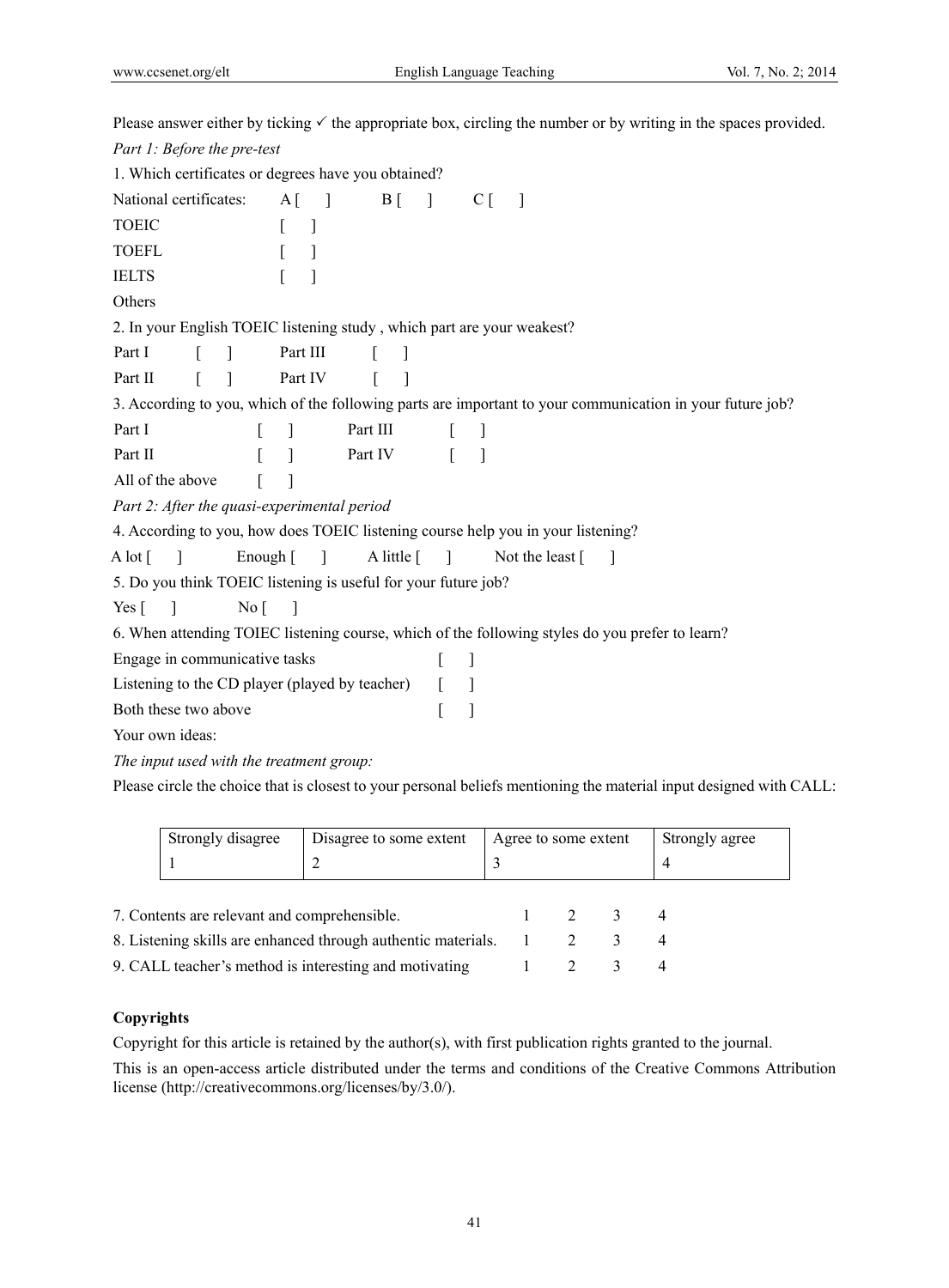Please answer either by ticking ✓ the appropriate box, circling the number or by writing in the spaces provided.

*Part 1: Before the pre-test*

1. Which certificates or degrees have you obtained?

National certificates: A [ ] B [ ] C [ ]

TOEIC [ ]

TOEFL [ ]

IELTS [ ]

Others

2. In your English TOEIC listening study , which part are your weakest?

Part I [ ] Part III [ ]

Part II [ ] Part IV [ ]

3. According to you, which of the following parts are important to your communication in your future job?

Part I [ ] Part III [ ]

Part II [ ] Part IV [ ]

All of the above [ ]

*Part 2: After the quasi-experimental period*

4. According to you, how does TOEIC listening course help you in your listening?

A lot [ ] Enough [ ] A little [ ] Not the least [ ]

5. Do you think TOEIC listening is useful for your future job?

Yes [ ] No [ ]

6. When attending TOIEC listening course, which of the following styles do you prefer to learn?

Engage in communicative tasks [ ]

Listening to the CD player (played by teacher) [ ]

Both these two above [ ]

Your own ideas:

*The input used with the treatment group:*

Please circle the choice that is closest to your personal beliefs mentioning the material input designed with CALL:

| Strongly disagree | Disagree to some extent | Agree to some extent | Strongly agree |
|---|---|---|---|
| 1 | 2 | 3 | 4 |

| | | | | |
|---|---|---|---|---|
| 7. Contents are relevant and comprehensible. | 1 | 2 | 3 | 4 |
| 8. Listening skills are enhanced through authentic materials. | 1 | 2 | 3 | 4 |
| 9. CALL teacher's method is interesting and motivating | 1 | 2 | 3 | 4 |

**Copyrights**

Copyright for this article is retained by the author(s), with first publication rights granted to the journal.

This is an open-access article distributed under the terms and conditions of the Creative Commons Attribution license (http://creativecommons.org/licenses/by/3.0/).